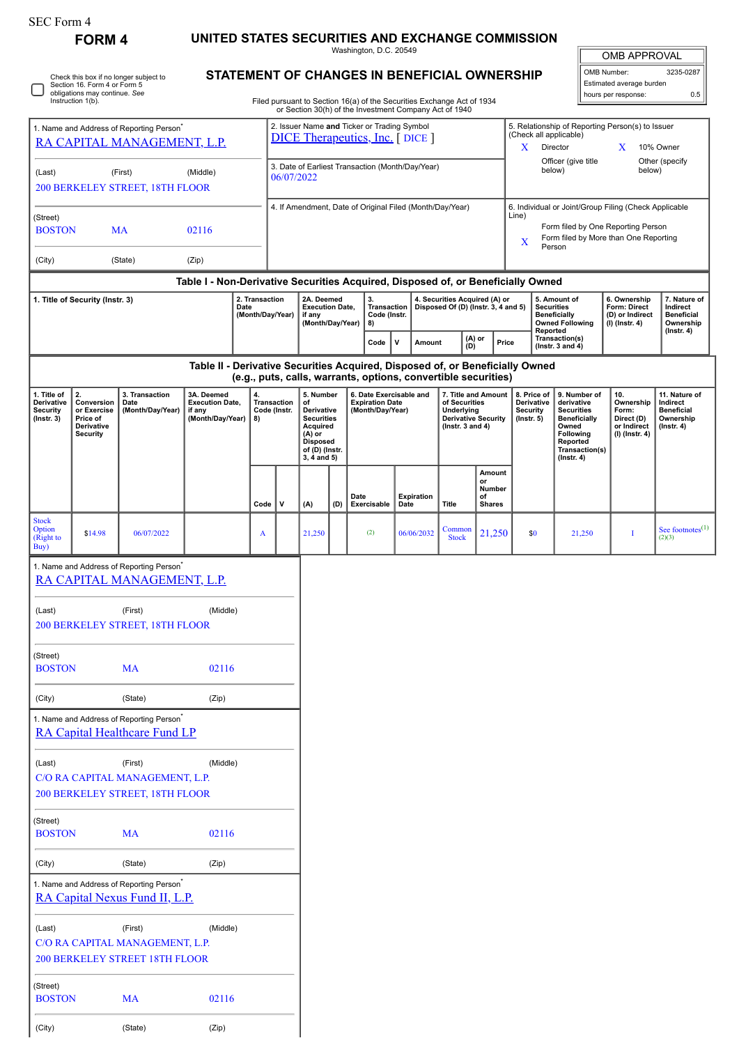SEC Form 4

# FORM 4

## UNITED STATES SECURITIES AND EXCHANGE COMMISSION

Washington, D.C. 20549

## STATEMENT OF CHANGES IN BENEFICIAL OWNERSHIP

Filed pursuant to Section 16(a) of the Securities Exchange Act of 1934 or Section 30(h) of the Investment Company Act of 1940

| OMB APPROVAL | |
|---|---|
| OMB Number: | 3235-0287 |
| Estimated average burden | |
| hours per response: | 0.5 |

☐ Check this box if no longer subject to Section 16. Form 4 or Form 5 obligations may continue. *See* Instruction 1(b).

1. Name and Address of Reporting Person*
RA CAPITAL MANAGEMENT, L.P.

(Last) (First) (Middle)
200 BERKELEY STREET, 18TH FLOOR

(Street)
BOSTON MA 02116

(City) (State) (Zip)

2. Issuer Name **and** Ticker or Trading Symbol
DICE Therapeutics, Inc. [ DICE ]

3. Date of Earliest Transaction (Month/Day/Year)
06/07/2022

4. If Amendment, Date of Original Filed (Month/Day/Year)

5. Relationship of Reporting Person(s) to Issuer (Check all applicable)
X Director
X 10% Owner
Officer (give title below)
Other (specify below)

6. Individual or Joint/Group Filing (Check Applicable Line)
Form filed by One Reporting Person
X Form filed by More than One Reporting Person

### Table I - Non-Derivative Securities Acquired, Disposed of, or Beneficially Owned

| 1. Title of Security (Instr. 3) | 2. Transaction Date (Month/Day/Year) | 2A. Deemed Execution Date, if any (Month/Day/Year) | 3. Transaction Code (Instr. 8) | | 4. Securities Acquired (A) or Disposed Of (D) (Instr. 3, 4 and 5) | | | 5. Amount of Securities Beneficially Owned Following Reported Transaction(s) (Instr. 3 and 4) | 6. Ownership Form: Direct (D) or Indirect (I) (Instr. 4) | 7. Nature of Indirect Beneficial Ownership (Instr. 4) |
|---|---|---|---|---|---|---|---|---|---|---|
| | | | Code | V | Amount | (A) or (D) | Price | | | |

### Table II - Derivative Securities Acquired, Disposed of, or Beneficially Owned (e.g., puts, calls, warrants, options, convertible securities)

| 1. Title of Derivative Security (Instr. 3) | 2. Conversion or Exercise Price of Derivative Security | 3. Transaction Date (Month/Day/Year) | 3A. Deemed Execution Date, if any (Month/Day/Year) | 4. Transaction Code (Instr. 8) | | 5. Number of Derivative Securities Acquired (A) or Disposed of (D) (Instr. 3, 4 and 5) | | 6. Date Exercisable and Expiration Date (Month/Day/Year) | | 7. Title and Amount of Securities Underlying Derivative Security (Instr. 3 and 4) | | 8. Price of Derivative Security (Instr. 5) | 9. Number of derivative Securities Beneficially Owned Following Reported Transaction(s) (Instr. 4) | 10. Ownership Form: Direct (D) or Indirect (I) (Instr. 4) | 11. Nature of Indirect Beneficial Ownership (Instr. 4) |
|---|---|---|---|---|---|---|---|---|---|---|---|---|---|---|---|
| | | | | Code | V | (A) | (D) | Date Exercisable | Expiration Date | Title | Amount or Number of Shares | | | | |
| Stock Option (Right to Buy) | $14.98 | 06/07/2022 | | A | | 21,250 | | (2) | 06/06/2032 | Common Stock | 21,250 | $0 | 21,250 | I | See footnotes[(1)(2)(3)] |

1. Name and Address of Reporting Person*
RA CAPITAL MANAGEMENT, L.P.

(Last) (First) (Middle)
200 BERKELEY STREET, 18TH FLOOR

(Street)
BOSTON MA 02116

(City) (State) (Zip)

1. Name and Address of Reporting Person*
RA Capital Healthcare Fund LP

(Last) (First) (Middle)
C/O RA CAPITAL MANAGEMENT, L.P.
200 BERKELEY STREET, 18TH FLOOR

(Street)
BOSTON MA 02116

(City) (State) (Zip)

1. Name and Address of Reporting Person*
RA Capital Nexus Fund II, L.P.

(Last) (First) (Middle)
C/O RA CAPITAL MANAGEMENT, L.P.
200 BERKELEY STREET 18TH FLOOR

(Street)
BOSTON MA 02116

(City) (State) (Zip)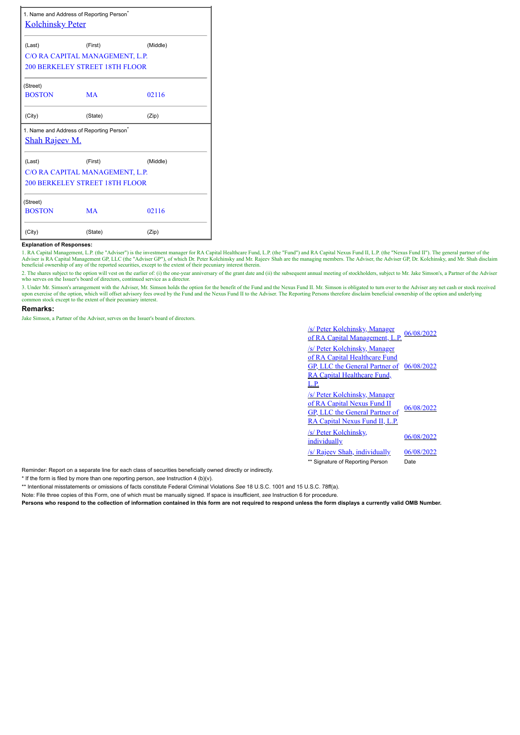| 1. Name and Address of Reporting Person* | | |
|---|---|---|
| Kolchinsky Peter | | |
| (Last) | (First) | (Middle) |
| C/O RA CAPITAL MANAGEMENT, L.P. | | |
| 200 BERKELEY STREET 18TH FLOOR | | |
| (Street) | | |
| BOSTON | MA | 02116 |
| (City) | (State) | (Zip) |

| 1. Name and Address of Reporting Person* | | |
|---|---|---|
| Shah Rajeev M. | | |
| (Last) | (First) | (Middle) |
| C/O RA CAPITAL MANAGEMENT, L.P. | | |
| 200 BERKELEY STREET 18TH FLOOR | | |
| (Street) | | |
| BOSTON | MA | 02116 |
| (City) | (State) | (Zip) |

**Explanation of Responses:**

1. RA Capital Management, L.P. (the "Adviser") is the investment manager for RA Capital Healthcare Fund, L.P. (the "Fund") and RA Capital Nexus Fund II, L.P. (the "Nexus Fund II"). The general partner of the Adviser is RA Capital Management GP, LLC (the "Adviser GP"), of which Dr. Peter Kolchinsky and Mr. Rajeev Shah are the managing members. The Adviser, the Adviser GP, Dr. Kolchinsky, and Mr. Shah disclaim beneficial ownership of any of the reported securities, except to the extent of their pecuniary interest therein.

2. The shares subject to the option will vest on the earlier of: (i) the one-year anniversary of the grant date and (ii) the subsequent annual meeting of stockholders, subject to Mr. Jake Simson's, a Partner of the Adviser who serves on the Issuer's board of directors, continued service as a director.

3. Under Mr. Simson's arrangement with the Adviser, Mr. Simson holds the option for the benefit of the Fund and the Nexus Fund II. Mr. Simson is obligated to turn over to the Adviser any net cash or stock received upon exercise of the option, which will offset advisory fees owed by the Fund and the Nexus Fund II to the Adviser. The Reporting Persons therefore disclaim beneficial ownership of the option and underlying common stock except to the extent of their pecuniary interest.

**Remarks:**

Jake Simson, a Partner of the Adviser, serves on the Issuer's board of directors.

| | |
|---|---|
| /s/ Peter Kolchinsky, Manager of RA Capital Management, L.P. | 06/08/2022 |
| /s/ Peter Kolchinsky, Manager of RA Capital Healthcare Fund GP, LLC the General Partner of RA Capital Healthcare Fund, L.P. | 06/08/2022 |
| /s/ Peter Kolchinsky, Manager of RA Capital Nexus Fund II GP, LLC the General Partner of RA Capital Nexus Fund II, L.P. | 06/08/2022 |
| /s/ Peter Kolchinsky, individually | 06/08/2022 |
| /s/ Rajeev Shah, individually | 06/08/2022 |
| ** Signature of Reporting Person | Date |

Reminder: Report on a separate line for each class of securities beneficially owned directly or indirectly.

* If the form is filed by more than one reporting person, *see* Instruction 4 (b)(v).

** Intentional misstatements or omissions of facts constitute Federal Criminal Violations *See* 18 U.S.C. 1001 and 15 U.S.C. 78ff(a).

Note: File three copies of this Form, one of which must be manually signed. If space is insufficient, *see* Instruction 6 for procedure.

**Persons who respond to the collection of information contained in this form are not required to respond unless the form displays a currently valid OMB Number.**